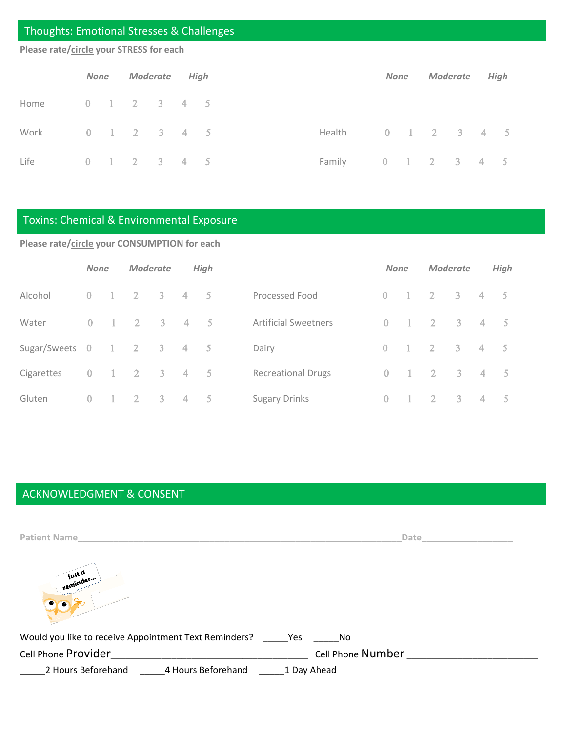## Thoughts: Emotional Stresses & Challenges

**Please rate/circle your STRESS for each**

| | *None* | | *Moderate* | | *High* | |
|---|---|---|---|---|---|---|
| Home | 0 | 1 | 2 | 3 | 4 | 5 |
| Work | 0 | 1 | 2 | 3 | 4 | 5 |
| Life | 0 | 1 | 2 | 3 | 4 | 5 |
| Health | 0 | 1 | 2 | 3 | 4 | 5 |
| Family | 0 | 1 | 2 | 3 | 4 | 5 |

## Toxins: Chemical & Environmental Exposure

**Please rate/circle your CONSUMPTION for each**

| | *None* | | *Moderate* | | *High* | |
|---|---|---|---|---|---|---|
| Alcohol | 0 | 1 | 2 | 3 | 4 | 5 |
| Water | 0 | 1 | 2 | 3 | 4 | 5 |
| Sugar/Sweets | 0 | 1 | 2 | 3 | 4 | 5 |
| Cigarettes | 0 | 1 | 2 | 3 | 4 | 5 |
| Gluten | 0 | 1 | 2 | 3 | 4 | 5 |
| Processed Food | 0 | 1 | 2 | 3 | 4 | 5 |
| Artificial Sweeteners | 0 | 1 | 2 | 3 | 4 | 5 |
| Dairy | 0 | 1 | 2 | 3 | 4 | 5 |
| Recreational Drugs | 0 | 1 | 2 | 3 | 4 | 5 |
| Sugary Drinks | 0 | 1 | 2 | 3 | 4 | 5 |

## ACKNOWLEDGMENT & CONSENT

**Patient Name**_________________________________________________________________**Date**__________________

Would you like to receive Appointment Text Reminders? _____Yes _____No

Cell Phone Provider___________________________________ Cell Phone Number ________________________

_____2 Hours Beforehand _____4 Hours Beforehand _____1 Day Ahead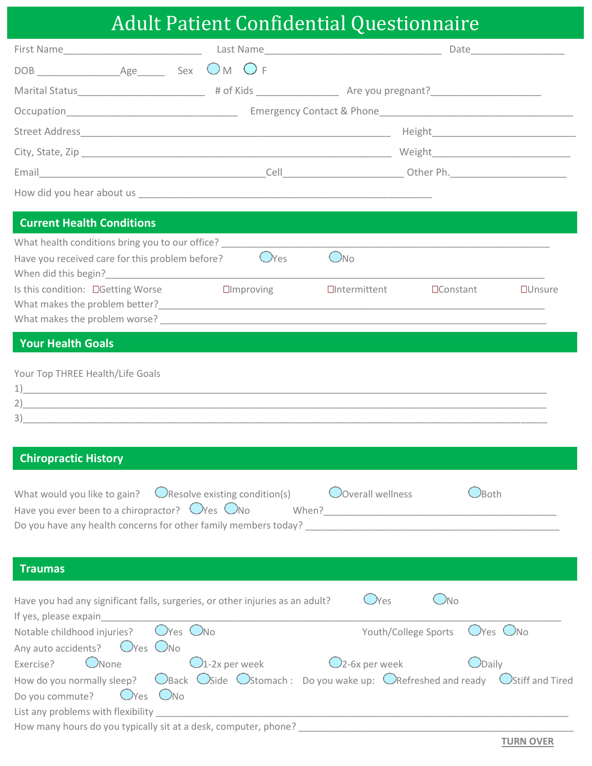# Adult Patient Confidential Questionnaire

First Name\_\_\_\_\_\_\_\_\_\_\_\_\_\_\_\_\_\_\_\_\_\_\_\_\_\_ Last Name\_\_\_\_\_\_\_\_\_\_\_\_\_\_\_\_\_\_\_\_\_\_\_\_\_\_\_\_\_\_\_\_\_\_ Date\_\_\_\_\_\_\_\_\_\_\_\_\_\_\_\_\_\_

DOB \_\_\_\_\_\_\_\_\_\_\_\_\_\_\_\_Age\_\_\_\_\_\_ Sex ◯ M ◯ F

Marital Status\_\_\_\_\_\_\_\_\_\_\_\_\_\_\_\_\_\_\_\_\_\_\_\_\_ # of Kids \_\_\_\_\_\_\_\_\_\_\_\_\_\_\_\_ Are you pregnant?\_\_\_\_\_\_\_\_\_\_\_\_\_\_\_\_\_\_\_\_\_\_

Occupation\_\_\_\_\_\_\_\_\_\_\_\_\_\_\_\_\_\_\_\_\_\_\_\_\_\_\_\_\_\_\_\_\_\_ Emergency Contact & Phone\_\_\_\_\_\_\_\_\_\_\_\_\_\_\_\_\_\_\_\_\_\_\_\_\_\_\_\_\_\_\_\_\_\_\_\_\_\_\_\_

Street Address\_\_\_\_\_\_\_\_\_\_\_\_\_\_\_\_\_\_\_\_\_\_\_\_\_\_\_\_\_\_\_\_\_\_\_\_\_\_\_\_\_\_\_\_\_\_\_\_\_\_\_\_\_\_\_\_\_\_\_\_\_\_ Height\_\_\_\_\_\_\_\_\_\_\_\_\_\_\_\_\_\_\_\_\_\_\_\_\_\_\_\_\_

City, State, Zip \_\_\_\_\_\_\_\_\_\_\_\_\_\_\_\_\_\_\_\_\_\_\_\_\_\_\_\_\_\_\_\_\_\_\_\_\_\_\_\_\_\_\_\_\_\_\_\_\_\_\_\_\_\_\_\_\_\_\_\_\_ Weight\_\_\_\_\_\_\_\_\_\_\_\_\_\_\_\_\_\_\_\_\_\_\_\_\_\_\_\_

Email\_\_\_\_\_\_\_\_\_\_\_\_\_\_\_\_\_\_\_\_\_\_\_\_\_\_\_\_\_\_\_\_\_\_\_\_\_\_\_\_\_\_\_\_\_\_Cell\_\_\_\_\_\_\_\_\_\_\_\_\_\_\_\_\_\_\_\_\_\_\_\_\_ Other Ph.\_\_\_\_\_\_\_\_\_\_\_\_\_\_\_\_\_\_\_\_\_\_\_

How did you hear about us \_\_\_\_\_\_\_\_\_\_\_\_\_\_\_\_\_\_\_\_\_\_\_\_\_\_\_\_\_\_\_\_\_\_\_\_\_\_\_\_\_\_\_\_\_\_\_\_\_\_\_\_\_\_\_\_\_\_\_\_

## Current Health Conditions

What health conditions bring you to our office? \_\_\_\_\_\_\_\_\_\_\_\_\_\_\_\_\_\_\_\_\_\_\_\_\_\_\_\_\_\_\_\_\_\_\_\_\_\_\_\_\_\_\_\_\_\_\_\_\_\_\_\_\_\_\_\_\_\_\_\_\_\_\_\_\_\_\_

Have you received care for this problem before? ◯Yes ◯No

When did this begin?\_\_\_\_\_\_\_\_\_\_\_\_\_\_\_\_\_\_\_\_\_\_\_\_\_\_\_\_\_\_\_\_\_\_\_\_\_\_\_\_\_\_\_\_\_\_\_\_\_\_\_\_\_\_\_\_\_\_\_\_\_\_\_\_\_\_\_\_\_\_\_\_\_\_\_\_\_\_\_\_\_\_\_\_\_\_\_

Is this condition: ☐Getting Worse ☐Improving ☐Intermittent ☐Constant ☐Unsure

What makes the problem better?\_\_\_\_\_\_\_\_\_\_\_\_\_\_\_\_\_\_\_\_\_\_\_\_\_\_\_\_\_\_\_\_\_\_\_\_\_\_\_\_\_\_\_\_\_\_\_\_\_\_\_\_\_\_\_\_\_\_\_\_\_\_\_\_\_\_\_\_\_\_\_\_\_\_\_\_\_\_\_\_\_

What makes the problem worse? \_\_\_\_\_\_\_\_\_\_\_\_\_\_\_\_\_\_\_\_\_\_\_\_\_\_\_\_\_\_\_\_\_\_\_\_\_\_\_\_\_\_\_\_\_\_\_\_\_\_\_\_\_\_\_\_\_\_\_\_\_\_\_\_\_\_\_\_\_\_\_\_\_\_\_\_\_\_\_

## Your Health Goals

Your Top THREE Health/Life Goals

1)\_\_\_\_\_\_\_\_\_\_\_\_\_\_\_\_\_\_\_\_\_\_\_\_\_\_\_\_\_\_\_\_\_\_\_\_\_\_\_\_\_\_\_\_\_\_\_\_\_\_\_\_\_\_\_\_\_\_\_\_\_\_\_\_\_\_\_\_\_\_\_\_\_\_\_\_\_\_\_\_\_\_\_\_\_\_\_\_\_\_\_\_\_\_\_\_\_

2)\_\_\_\_\_\_\_\_\_\_\_\_\_\_\_\_\_\_\_\_\_\_\_\_\_\_\_\_\_\_\_\_\_\_\_\_\_\_\_\_\_\_\_\_\_\_\_\_\_\_\_\_\_\_\_\_\_\_\_\_\_\_\_\_\_\_\_\_\_\_\_\_\_\_\_\_\_\_\_\_\_\_\_\_\_\_\_\_\_\_\_\_\_\_\_\_\_

3)\_\_\_\_\_\_\_\_\_\_\_\_\_\_\_\_\_\_\_\_\_\_\_\_\_\_\_\_\_\_\_\_\_\_\_\_\_\_\_\_\_\_\_\_\_\_\_\_\_\_\_\_\_\_\_\_\_\_\_\_\_\_\_\_\_\_\_\_\_\_\_\_\_\_\_\_\_\_\_\_\_\_\_\_\_\_\_\_\_\_\_\_\_\_\_\_\_

## Chiropractic History

What would you like to gain? ◯Resolve existing condition(s) ◯Overall wellness ◯Both

Have you ever been to a chiropractor? ◯Yes ◯No When?\_\_\_\_\_\_\_\_\_\_\_\_\_\_\_\_\_\_\_\_\_\_\_\_\_\_\_\_\_\_\_\_\_\_\_\_\_\_\_\_\_\_\_\_\_\_\_\_

Do you have any health concerns for other family members today? \_\_\_\_\_\_\_\_\_\_\_\_\_\_\_\_\_\_\_\_\_\_\_\_\_\_\_\_\_\_\_\_\_\_\_\_\_\_\_\_\_\_\_\_\_\_\_\_\_\_\_

## Traumas

Have you had any significant falls, surgeries, or other injuries as an adult? ◯Yes ◯No

If yes, please expain\_\_\_\_\_\_\_\_\_\_\_\_\_\_\_\_\_\_\_\_\_\_\_\_\_\_\_\_\_\_\_\_\_\_\_\_\_\_\_\_\_\_\_\_\_\_\_\_\_\_\_\_\_\_\_\_\_\_\_\_\_\_\_\_\_\_\_\_\_\_\_\_\_\_\_\_\_\_\_\_\_\_\_\_\_\_\_\_\_

Notable childhood injuries? ◯Yes ◯No Youth/College Sports ◯Yes ◯No

Any auto accidents? ◯Yes ◯No

Exercise? ◯None ◯1-2x per week ◯2-6x per week ◯Daily

How do you normally sleep? ◯Back ◯Side ◯Stomach : Do you wake up: ◯Refreshed and ready ◯Stiff and Tired

Do you commute? ◯Yes ◯No

List any problems with flexibility \_\_\_\_\_\_\_\_\_\_\_\_\_\_\_\_\_\_\_\_\_\_\_\_\_\_\_\_\_\_\_\_\_\_\_\_\_\_\_\_\_\_\_\_\_\_\_\_\_\_\_\_\_\_\_\_\_\_\_\_\_\_\_\_\_\_\_\_\_\_\_\_\_\_\_\_\_\_\_\_

How many hours do you typically sit at a desk, computer, phone? \_\_\_\_\_\_\_\_\_\_\_\_\_\_\_\_\_\_\_\_\_\_\_\_\_\_\_\_\_\_\_\_\_\_\_\_\_\_\_\_\_\_\_\_\_\_\_\_\_\_\_\_\_

**TURN OVER**